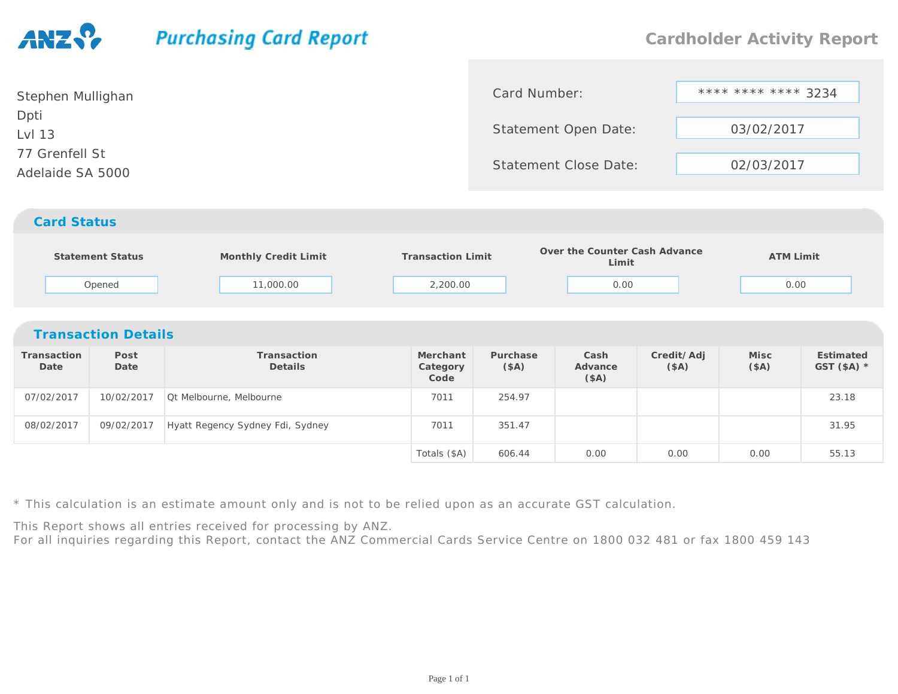ANZ **Purchasing Card Report**

# Cardholder Activity Report

Stephen Mullighan
Dpti
Lvl 13
77 Grenfell St
Adelaide SA 5000

| | |
|---|---|
| Card Number: | **** **** **** 3234 |
| Statement Open Date: | 03/02/2017 |
| Statement Close Date: | 02/03/2017 |

## Card Status

| Statement Status | Monthly Credit Limit | Transaction Limit | Over the Counter Cash Advance Limit | ATM Limit |
|---|---|---|---|---|
| Opened | 11,000.00 | 2,200.00 | 0.00 | 0.00 |

## Transaction Details

| Transaction Date | Post Date | Transaction Details | Merchant Category Code | Purchase ($A) | Cash Advance ($A) | Credit/ Adj ($A) | Misc ($A) | Estimated GST ($A) * |
|---|---|---|---|---|---|---|---|---|
| 07/02/2017 | 10/02/2017 | Qt Melbourne, Melbourne | 7011 | 254.97 | | | | 23.18 |
| 08/02/2017 | 09/02/2017 | Hyatt Regency Sydney Fdi, Sydney | 7011 | 351.47 | | | | 31.95 |
| | | | Totals ($A) | 606.44 | 0.00 | 0.00 | 0.00 | 55.13 |

* This calculation is an estimate amount only and is not to be relied upon as an accurate GST calculation.

This Report shows all entries received for processing by ANZ.
For all inquiries regarding this Report, contact the ANZ Commercial Cards Service Centre on 1800 032 481 or fax 1800 459 143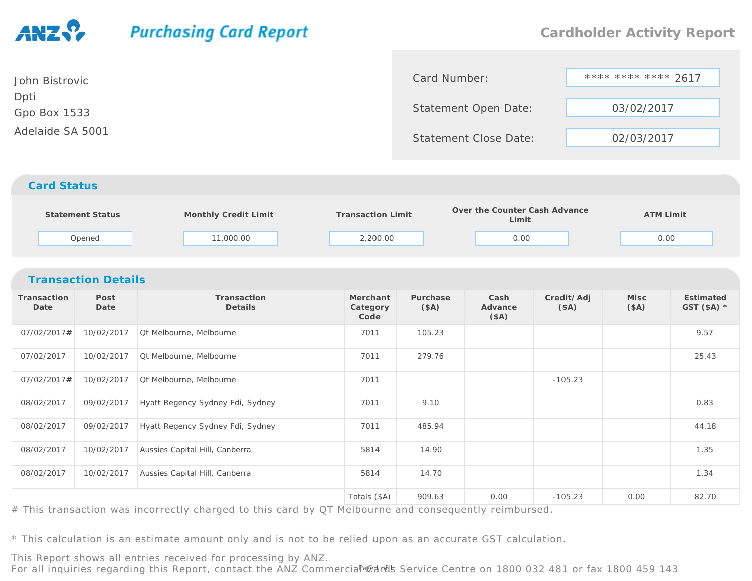ANZ **Purchasing Card Report**

## Cardholder Activity Report

John Bistrovic
Dpti
Gpo Box 1533
Adelaide SA 5001

| | |
|---|---|
| Card Number: | **** **** **** 2617 |
| Statement Open Date: | 03/02/2017 |
| Statement Close Date: | 02/03/2017 |

### Card Status

| Statement Status | Monthly Credit Limit | Transaction Limit | Over the Counter Cash Advance Limit | ATM Limit |
|---|---|---|---|---|
| Opened | 11,000.00 | 2,200.00 | 0.00 | 0.00 |

### Transaction Details

| Transaction Date | Post Date | Transaction Details | Merchant Category Code | Purchase ($A) | Cash Advance ($A) | Credit/ Adj ($A) | Misc ($A) | Estimated GST ($A) * |
|---|---|---|---|---|---|---|---|---|
| 07/02/2017# | 10/02/2017 | Qt Melbourne, Melbourne | 7011 | 105.23 | | | | 9.57 |
| 07/02/2017 | 10/02/2017 | Qt Melbourne, Melbourne | 7011 | 279.76 | | | | 25.43 |
| 07/02/2017# | 10/02/2017 | Qt Melbourne, Melbourne | 7011 | | | -105.23 | | |
| 08/02/2017 | 09/02/2017 | Hyatt Regency Sydney Fdi, Sydney | 7011 | 9.10 | | | | 0.83 |
| 08/02/2017 | 09/02/2017 | Hyatt Regency Sydney Fdi, Sydney | 7011 | 485.94 | | | | 44.18 |
| 08/02/2017 | 10/02/2017 | Aussies Capital Hill, Canberra | 5814 | 14.90 | | | | 1.35 |
| 08/02/2017 | 10/02/2017 | Aussies Capital Hill, Canberra | 5814 | 14.70 | | | | 1.34 |
| | | | Totals ($A) | 909.63 | 0.00 | -105.23 | 0.00 | 82.70 |

# This transaction was incorrectly charged to this card by QT Melbourne and consequently reimbursed.

* This calculation is an estimate amount only and is not to be relied upon as an accurate GST calculation.

This Report shows all entries received for processing by ANZ.
For all inquiries regarding this Report, contact the ANZ Commercial Cards Service Centre on 1800 032 481 or fax 1800 459 143